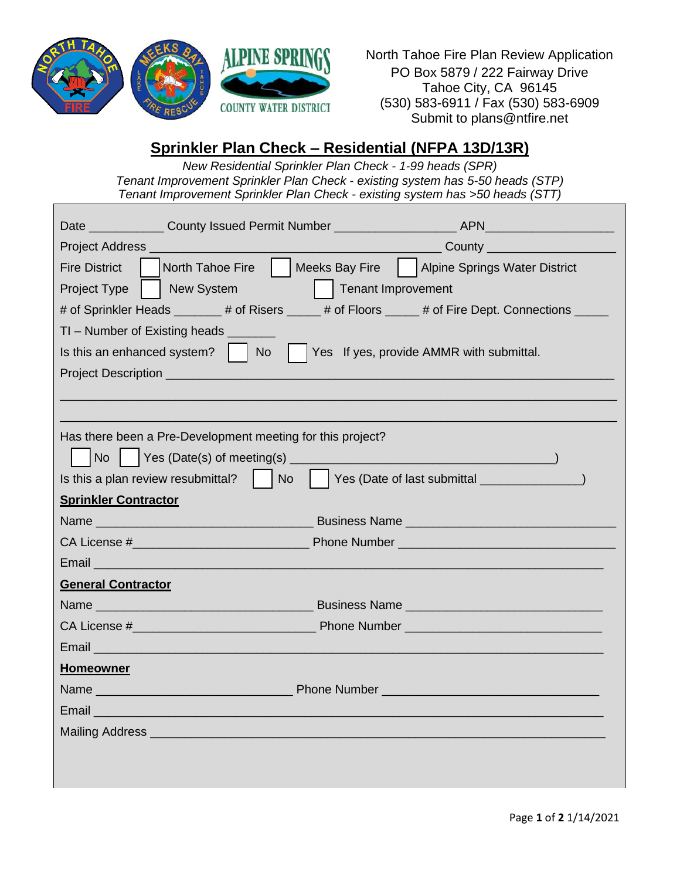North Tahoe Fire Plan Review Application
PO Box 5879 / 222 Fairway Drive
Tahoe City, CA 96145
(530) 583-6911 / Fax (530) 583-6909
Submit to plans@ntfire.net

# Sprinkler Plan Check – Residential (NFPA 13D/13R)

*New Residential Sprinkler Plan Check - 1-99 heads (SPR)*
*Tenant Improvement Sprinkler Plan Check - existing system has 5-50 heads (STP)*
*Tenant Improvement Sprinkler Plan Check - existing system has >50 heads (STT)*

Date ___________ County Issued Permit Number _________________ APN__________________

Project Address ________________________________________ County __________________

Fire District ☐ North Tahoe Fire ☐ Meeks Bay Fire ☐ Alpine Springs Water District

Project Type ☐ New System ☐ Tenant Improvement

# of Sprinkler Heads _______ # of Risers _____ # of Floors _____ # of Fire Dept. Connections _____

TI – Number of Existing heads _______

Is this an enhanced system? ☐ No ☐ Yes If yes, provide AMMR with submittal.

Project Description ______________________________________________________________

_____________________________________________________________________________

_____________________________________________________________________________

Has there been a Pre-Development meeting for this project?

☐ No ☐ Yes (Date(s) of meeting(s) ____________________________________)

Is this a plan review resubmittal? ☐ No ☐ Yes (Date of last submittal ______________)

**Sprinkler Contractor**

Name ______________________________ Business Name _____________________________

CA License #________________________ Phone Number ______________________________

Email ________________________________________________________________________

**General Contractor**

Name ______________________________ Business Name ____________________________

CA License #_________________________ Phone Number ____________________________

Email ________________________________________________________________________

**Homeowner**

Name ___________________________ Phone Number ______________________________

Email ________________________________________________________________________

Mailing Address __________________________________________________________________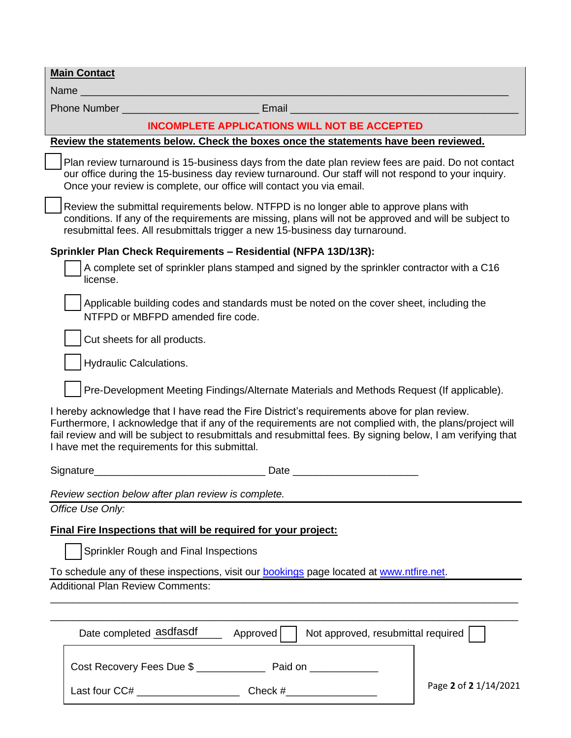**Main Contact**

Name ___________________________________________________________________

Phone Number _______________________ Email ____________________________________

**INCOMPLETE APPLICATIONS WILL NOT BE ACCEPTED**

**Review the statements below. Check the boxes once the statements have been reviewed.**

- [ ] Plan review turnaround is 15-business days from the date plan review fees are paid. Do not contact our office during the 15-business day review turnaround. Our staff will not respond to your inquiry. Once your review is complete, our office will contact you via email.
- [ ] Review the submittal requirements below. NTFPD is no longer able to approve plans with conditions. If any of the requirements are missing, plans will not be approved and will be subject to resubmittal fees. All resubmittals trigger a new 15-business day turnaround.

**Sprinkler Plan Check Requirements – Residential (NFPA 13D/13R):**

- [ ] A complete set of sprinkler plans stamped and signed by the sprinkler contractor with a C16 license.
- [ ] Applicable building codes and standards must be noted on the cover sheet, including the NTFPD or MBFPD amended fire code.
- [ ] Cut sheets for all products.
- [ ] Hydraulic Calculations.
- [ ] Pre-Development Meeting Findings/Alternate Materials and Methods Request (If applicable).

I hereby acknowledge that I have read the Fire District's requirements above for plan review. Furthermore, I acknowledge that if any of the requirements are not complied with, the plans/project will fail review and will be subject to resubmittals and resubmittal fees. By signing below, I am verifying that I have met the requirements for this submittal.

Signature_____________________________ Date _____________________

*Review section below after plan review is complete.*

*Office Use Only:*

**Final Fire Inspections that will be required for your project:**

- [ ] Sprinkler Rough and Final Inspections

To schedule any of these inspections, visit our bookings page located at www.ntfire.net.

Additional Plan Review Comments:

___________________________________________________________________________

___________________________________________________________________________

Date completed asdfasdf Approved [ ] Not approved, resubmittal required [ ]

Cost Recovery Fees Due $ ____________ Paid on ____________

Last four CC# _________________ Check #_______________